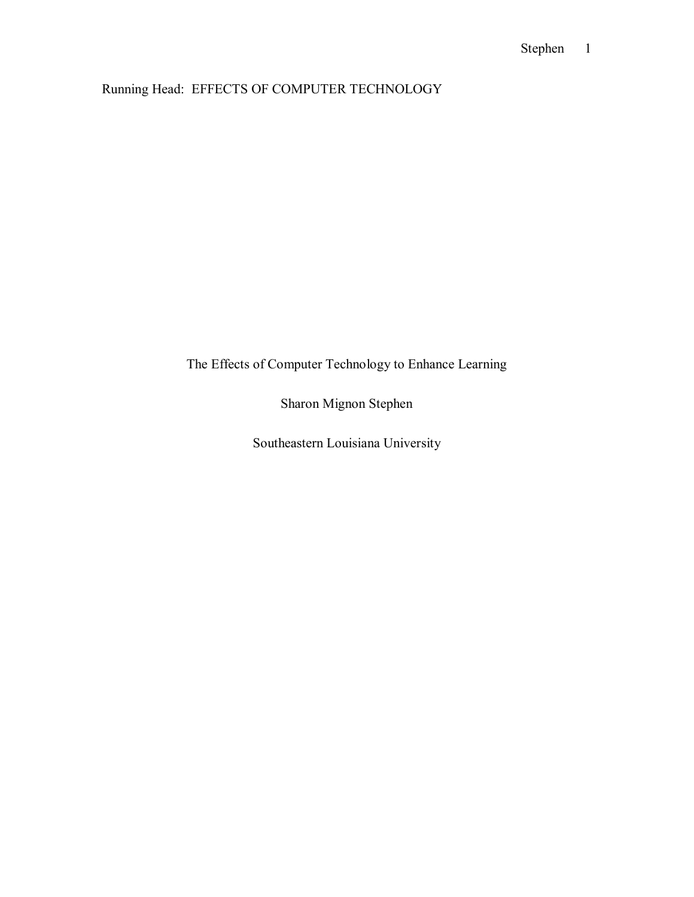Running Head: EFFECTS OF COMPUTER TECHNOLOGY

# The Effects of Computer Technology to Enhance Learning

Sharon Mignon Stephen

Southeastern Louisiana University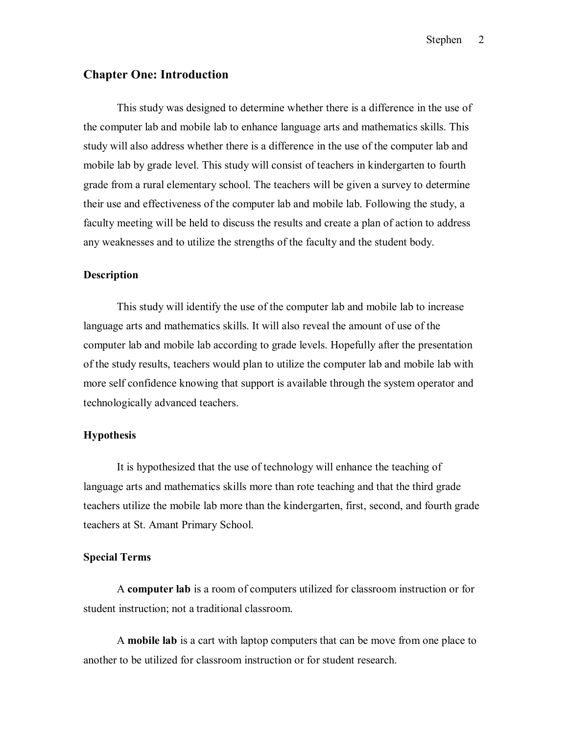## Chapter One: Introduction

This study was designed to determine whether there is a difference in the use of the computer lab and mobile lab to enhance language arts and mathematics skills. This study will also address whether there is a difference in the use of the computer lab and mobile lab by grade level. This study will consist of teachers in kindergarten to fourth grade from a rural elementary school. The teachers will be given a survey to determine their use and effectiveness of the computer lab and mobile lab. Following the study, a faculty meeting will be held to discuss the results and create a plan of action to address any weaknesses and to utilize the strengths of the faculty and the student body.

### Description

This study will identify the use of the computer lab and mobile lab to increase language arts and mathematics skills. It will also reveal the amount of use of the computer lab and mobile lab according to grade levels. Hopefully after the presentation of the study results, teachers would plan to utilize the computer lab and mobile lab with more self confidence knowing that support is available through the system operator and technologically advanced teachers.

### Hypothesis

It is hypothesized that the use of technology will enhance the teaching of language arts and mathematics skills more than rote teaching and that the third grade teachers utilize the mobile lab more than the kindergarten, first, second, and fourth grade teachers at St. Amant Primary School.

### Special Terms

A **computer lab** is a room of computers utilized for classroom instruction or for student instruction; not a traditional classroom.

A **mobile lab** is a cart with laptop computers that can be move from one place to another to be utilized for classroom instruction or for student research.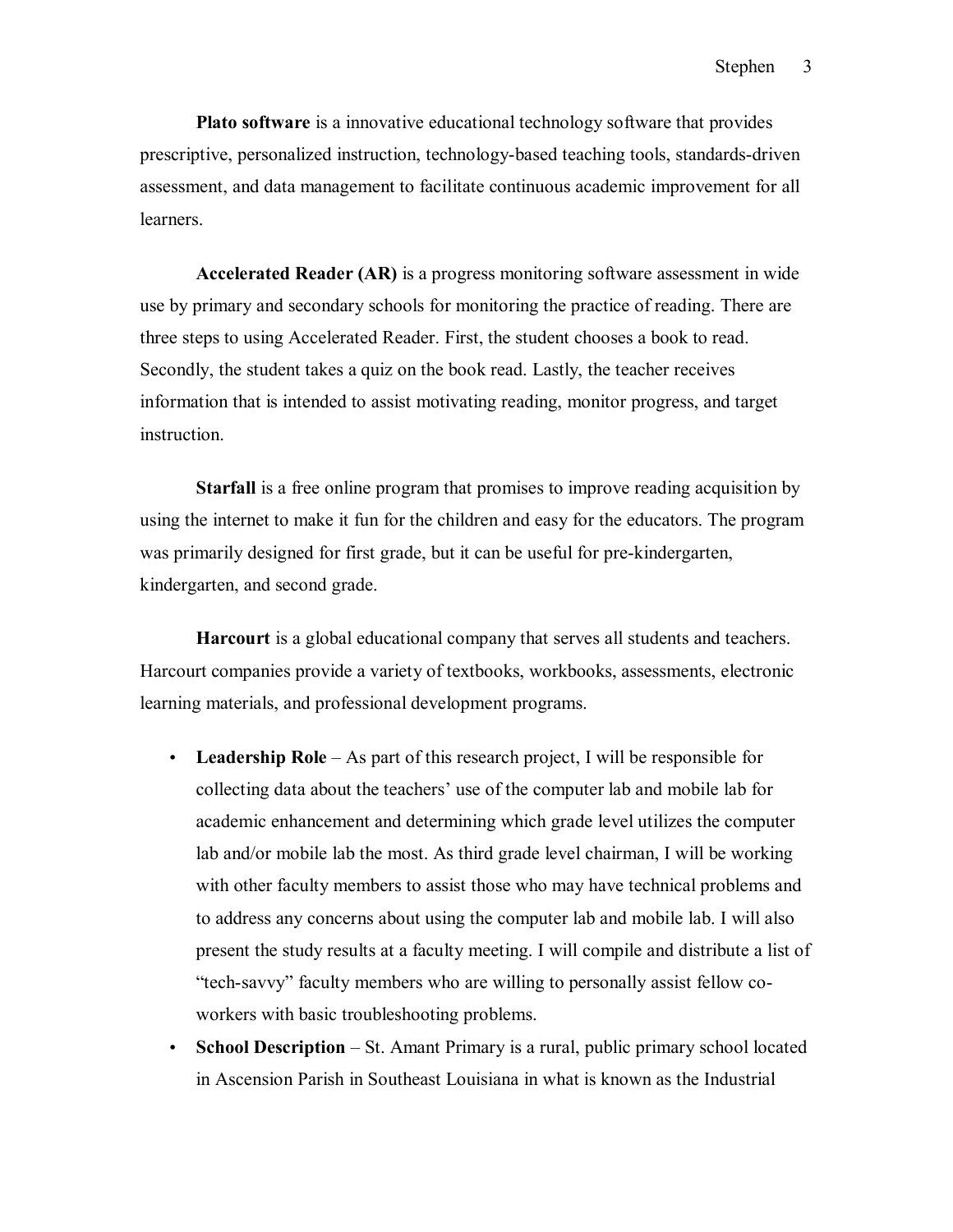**Plato software** is a innovative educational technology software that provides prescriptive, personalized instruction, technology-based teaching tools, standards-driven assessment, and data management to facilitate continuous academic improvement for all learners.

**Accelerated Reader (AR)** is a progress monitoring software assessment in wide use by primary and secondary schools for monitoring the practice of reading. There are three steps to using Accelerated Reader. First, the student chooses a book to read. Secondly, the student takes a quiz on the book read. Lastly, the teacher receives information that is intended to assist motivating reading, monitor progress, and target instruction.

**Starfall** is a free online program that promises to improve reading acquisition by using the internet to make it fun for the children and easy for the educators. The program was primarily designed for first grade, but it can be useful for pre-kindergarten, kindergarten, and second grade.

**Harcourt** is a global educational company that serves all students and teachers. Harcourt companies provide a variety of textbooks, workbooks, assessments, electronic learning materials, and professional development programs.

- **Leadership Role** – As part of this research project, I will be responsible for collecting data about the teachers' use of the computer lab and mobile lab for academic enhancement and determining which grade level utilizes the computer lab and/or mobile lab the most. As third grade level chairman, I will be working with other faculty members to assist those who may have technical problems and to address any concerns about using the computer lab and mobile lab. I will also present the study results at a faculty meeting. I will compile and distribute a list of "tech-savvy" faculty members who are willing to personally assist fellow co-workers with basic troubleshooting problems.
- **School Description** – St. Amant Primary is a rural, public primary school located in Ascension Parish in Southeast Louisiana in what is known as the Industrial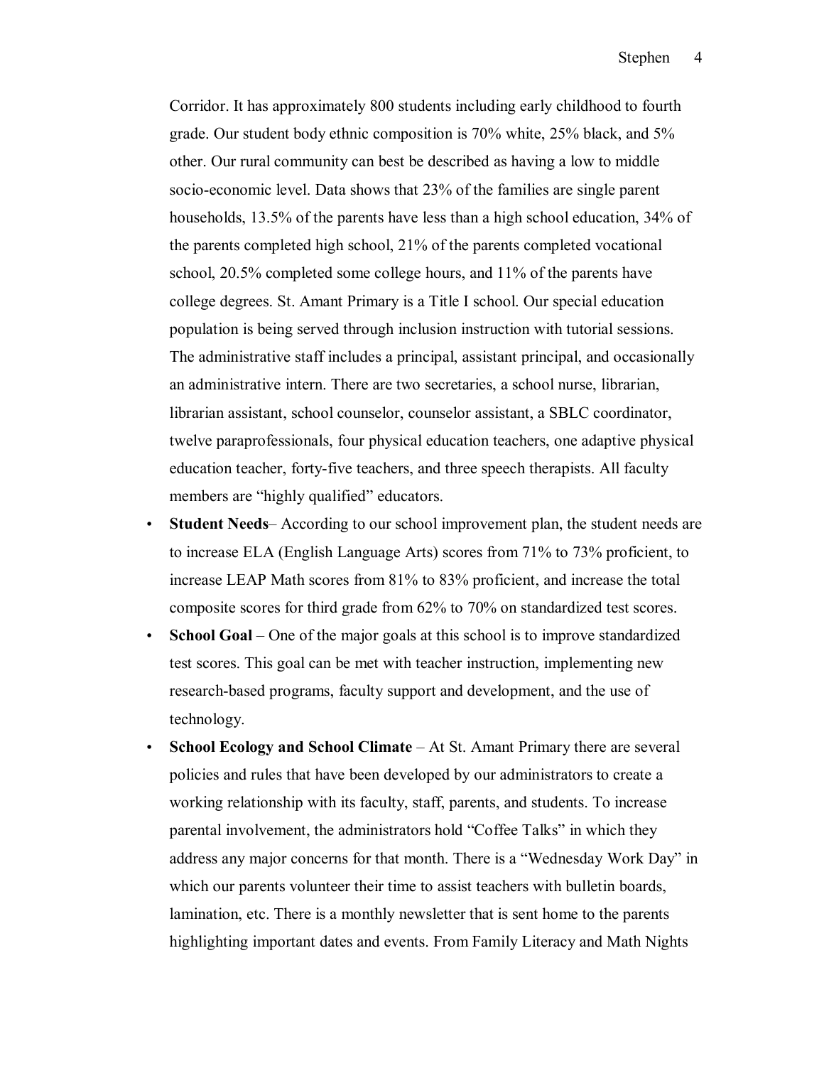Corridor. It has approximately 800 students including early childhood to fourth grade. Our student body ethnic composition is 70% white, 25% black, and 5% other. Our rural community can best be described as having a low to middle socio-economic level. Data shows that 23% of the families are single parent households, 13.5% of the parents have less than a high school education, 34% of the parents completed high school, 21% of the parents completed vocational school, 20.5% completed some college hours, and 11% of the parents have college degrees. St. Amant Primary is a Title I school. Our special education population is being served through inclusion instruction with tutorial sessions. The administrative staff includes a principal, assistant principal, and occasionally an administrative intern. There are two secretaries, a school nurse, librarian, librarian assistant, school counselor, counselor assistant, a SBLC coordinator, twelve paraprofessionals, four physical education teachers, one adaptive physical education teacher, forty-five teachers, and three speech therapists. All faculty members are "highly qualified" educators.

- **Student Needs**– According to our school improvement plan, the student needs are to increase ELA (English Language Arts) scores from 71% to 73% proficient, to increase LEAP Math scores from 81% to 83% proficient, and increase the total composite scores for third grade from 62% to 70% on standardized test scores.
- **School Goal** – One of the major goals at this school is to improve standardized test scores. This goal can be met with teacher instruction, implementing new research-based programs, faculty support and development, and the use of technology.
- **School Ecology and School Climate** – At St. Amant Primary there are several policies and rules that have been developed by our administrators to create a working relationship with its faculty, staff, parents, and students. To increase parental involvement, the administrators hold "Coffee Talks" in which they address any major concerns for that month. There is a "Wednesday Work Day" in which our parents volunteer their time to assist teachers with bulletin boards, lamination, etc. There is a monthly newsletter that is sent home to the parents highlighting important dates and events. From Family Literacy and Math Nights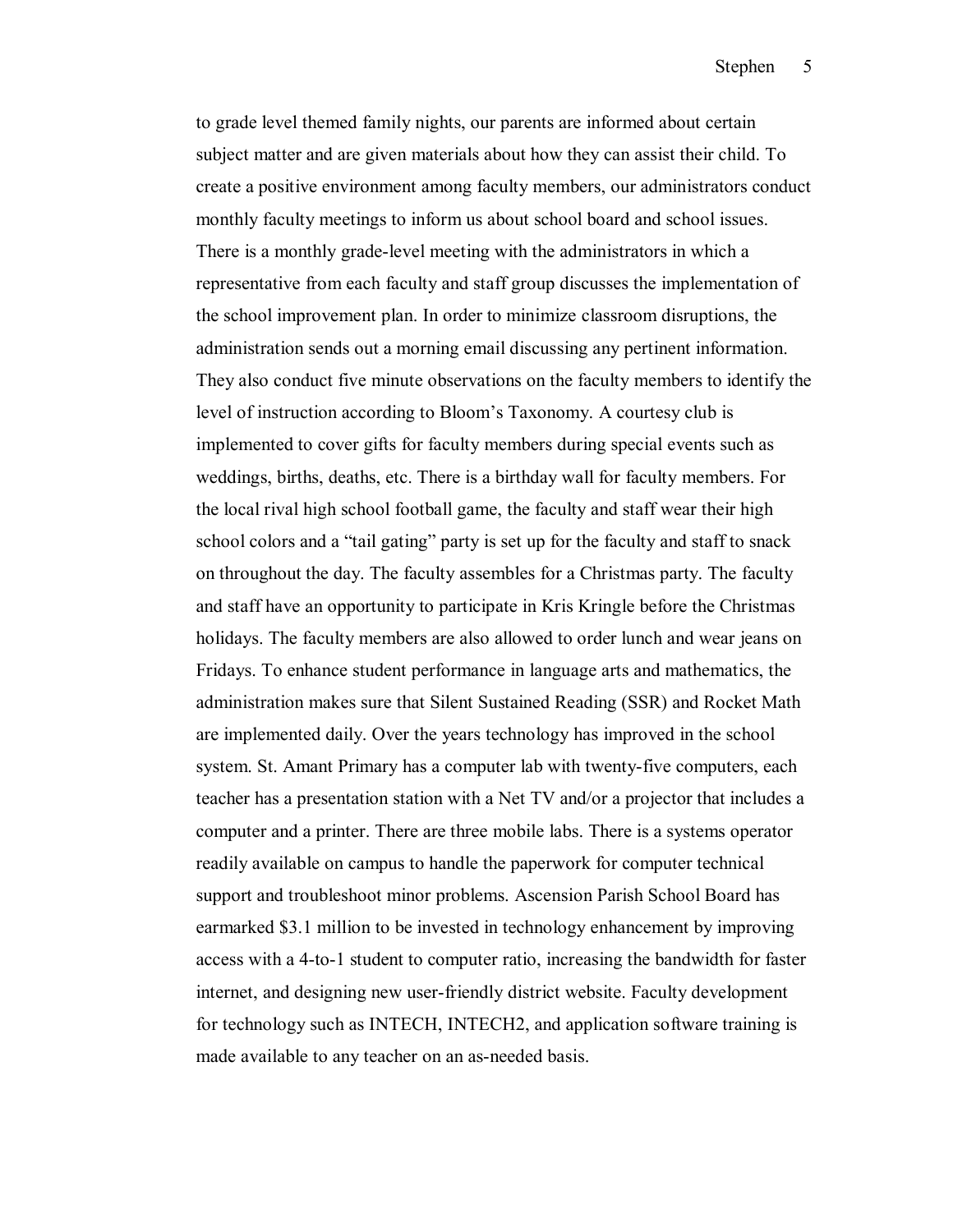to grade level themed family nights, our parents are informed about certain subject matter and are given materials about how they can assist their child. To create a positive environment among faculty members, our administrators conduct monthly faculty meetings to inform us about school board and school issues. There is a monthly grade-level meeting with the administrators in which a representative from each faculty and staff group discusses the implementation of the school improvement plan. In order to minimize classroom disruptions, the administration sends out a morning email discussing any pertinent information. They also conduct five minute observations on the faculty members to identify the level of instruction according to Bloom's Taxonomy. A courtesy club is implemented to cover gifts for faculty members during special events such as weddings, births, deaths, etc. There is a birthday wall for faculty members. For the local rival high school football game, the faculty and staff wear their high school colors and a "tail gating" party is set up for the faculty and staff to snack on throughout the day. The faculty assembles for a Christmas party. The faculty and staff have an opportunity to participate in Kris Kringle before the Christmas holidays. The faculty members are also allowed to order lunch and wear jeans on Fridays. To enhance student performance in language arts and mathematics, the administration makes sure that Silent Sustained Reading (SSR) and Rocket Math are implemented daily. Over the years technology has improved in the school system. St. Amant Primary has a computer lab with twenty-five computers, each teacher has a presentation station with a Net TV and/or a projector that includes a computer and a printer. There are three mobile labs. There is a systems operator readily available on campus to handle the paperwork for computer technical support and troubleshoot minor problems. Ascension Parish School Board has earmarked $3.1 million to be invested in technology enhancement by improving access with a 4-to-1 student to computer ratio, increasing the bandwidth for faster internet, and designing new user-friendly district website. Faculty development for technology such as INTECH, INTECH2, and application software training is made available to any teacher on an as-needed basis.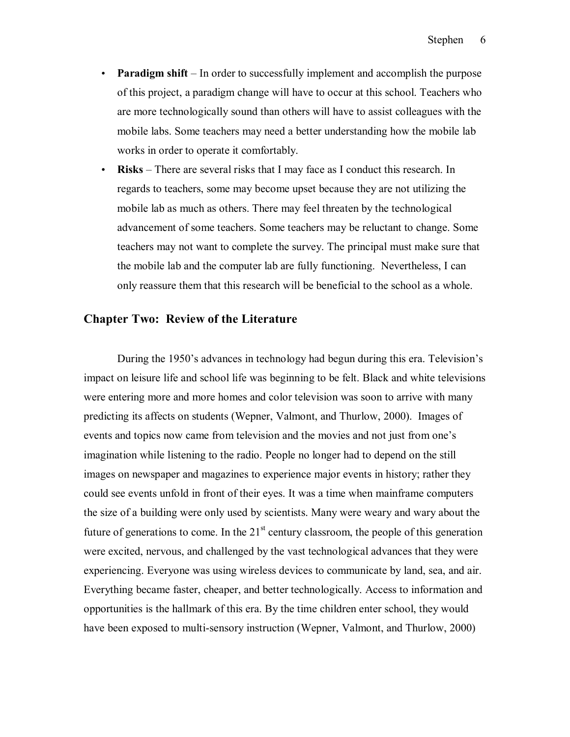- **Paradigm shift** – In order to successfully implement and accomplish the purpose of this project, a paradigm change will have to occur at this school. Teachers who are more technologically sound than others will have to assist colleagues with the mobile labs. Some teachers may need a better understanding how the mobile lab works in order to operate it comfortably.
- **Risks** – There are several risks that I may face as I conduct this research. In regards to teachers, some may become upset because they are not utilizing the mobile lab as much as others. There may feel threaten by the technological advancement of some teachers. Some teachers may be reluctant to change. Some teachers may not want to complete the survey. The principal must make sure that the mobile lab and the computer lab are fully functioning. Nevertheless, I can only reassure them that this research will be beneficial to the school as a whole.

## Chapter Two: Review of the Literature

During the 1950's advances in technology had begun during this era. Television's impact on leisure life and school life was beginning to be felt. Black and white televisions were entering more and more homes and color television was soon to arrive with many predicting its affects on students (Wepner, Valmont, and Thurlow, 2000). Images of events and topics now came from television and the movies and not just from one's imagination while listening to the radio. People no longer had to depend on the still images on newspaper and magazines to experience major events in history; rather they could see events unfold in front of their eyes. It was a time when mainframe computers the size of a building were only used by scientists. Many were weary and wary about the future of generations to come. In the 21st century classroom, the people of this generation were excited, nervous, and challenged by the vast technological advances that they were experiencing. Everyone was using wireless devices to communicate by land, sea, and air. Everything became faster, cheaper, and better technologically. Access to information and opportunities is the hallmark of this era. By the time children enter school, they would have been exposed to multi-sensory instruction (Wepner, Valmont, and Thurlow, 2000)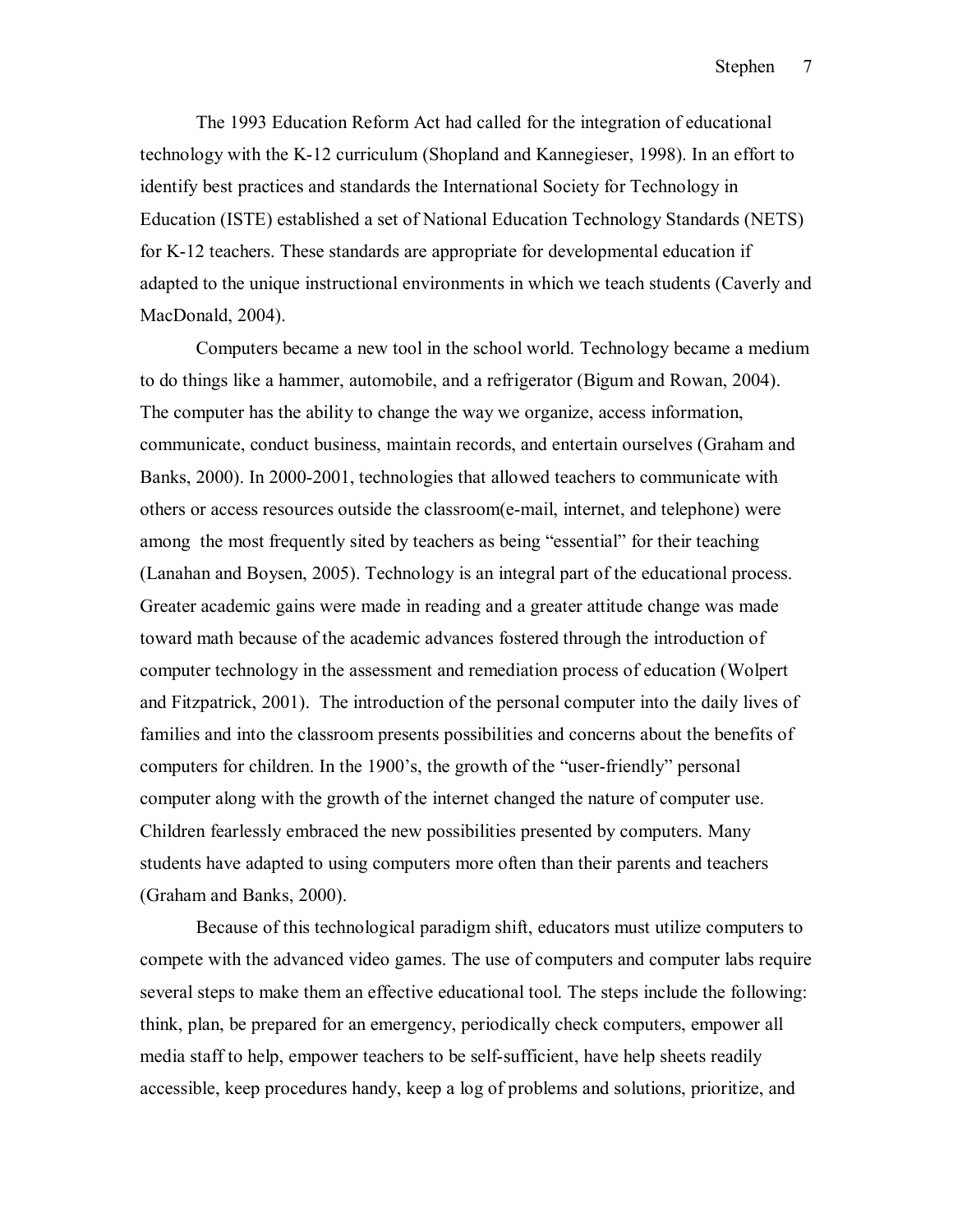The 1993 Education Reform Act had called for the integration of educational technology with the K-12 curriculum (Shopland and Kannegieser, 1998). In an effort to identify best practices and standards the International Society for Technology in Education (ISTE) established a set of National Education Technology Standards (NETS) for K-12 teachers. These standards are appropriate for developmental education if adapted to the unique instructional environments in which we teach students (Caverly and MacDonald, 2004).

Computers became a new tool in the school world. Technology became a medium to do things like a hammer, automobile, and a refrigerator (Bigum and Rowan, 2004). The computer has the ability to change the way we organize, access information, communicate, conduct business, maintain records, and entertain ourselves (Graham and Banks, 2000). In 2000-2001, technologies that allowed teachers to communicate with others or access resources outside the classroom(e-mail, internet, and telephone) were among the most frequently sited by teachers as being "essential" for their teaching (Lanahan and Boysen, 2005). Technology is an integral part of the educational process. Greater academic gains were made in reading and a greater attitude change was made toward math because of the academic advances fostered through the introduction of computer technology in the assessment and remediation process of education (Wolpert and Fitzpatrick, 2001). The introduction of the personal computer into the daily lives of families and into the classroom presents possibilities and concerns about the benefits of computers for children. In the 1900's, the growth of the "user-friendly" personal computer along with the growth of the internet changed the nature of computer use. Children fearlessly embraced the new possibilities presented by computers. Many students have adapted to using computers more often than their parents and teachers (Graham and Banks, 2000).

Because of this technological paradigm shift, educators must utilize computers to compete with the advanced video games. The use of computers and computer labs require several steps to make them an effective educational tool. The steps include the following: think, plan, be prepared for an emergency, periodically check computers, empower all media staff to help, empower teachers to be self-sufficient, have help sheets readily accessible, keep procedures handy, keep a log of problems and solutions, prioritize, and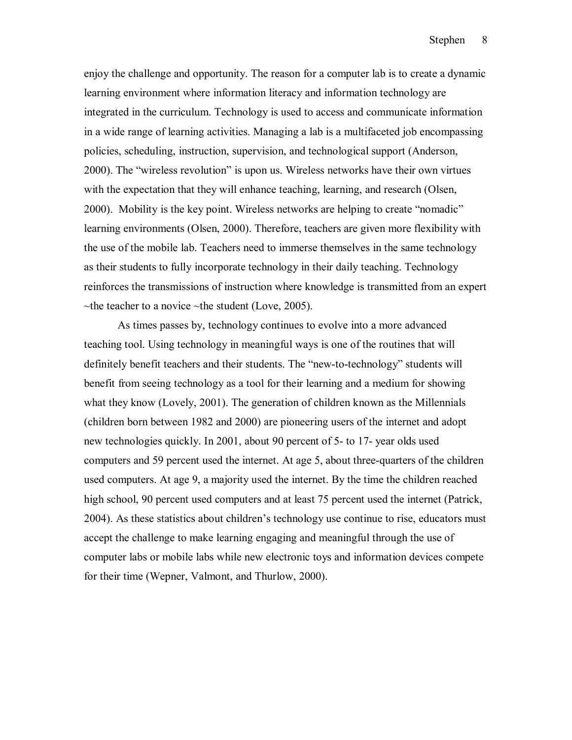enjoy the challenge and opportunity. The reason for a computer lab is to create a dynamic learning environment where information literacy and information technology are integrated in the curriculum. Technology is used to access and communicate information in a wide range of learning activities. Managing a lab is a multifaceted job encompassing policies, scheduling, instruction, supervision, and technological support (Anderson, 2000). The "wireless revolution" is upon us. Wireless networks have their own virtues with the expectation that they will enhance teaching, learning, and research (Olsen, 2000). Mobility is the key point. Wireless networks are helping to create "nomadic" learning environments (Olsen, 2000). Therefore, teachers are given more flexibility with the use of the mobile lab. Teachers need to immerse themselves in the same technology as their students to fully incorporate technology in their daily teaching. Technology reinforces the transmissions of instruction where knowledge is transmitted from an expert ~the teacher to a novice ~the student (Love, 2005).

As times passes by, technology continues to evolve into a more advanced teaching tool. Using technology in meaningful ways is one of the routines that will definitely benefit teachers and their students. The "new-to-technology" students will benefit from seeing technology as a tool for their learning and a medium for showing what they know (Lovely, 2001). The generation of children known as the Millennials (children born between 1982 and 2000) are pioneering users of the internet and adopt new technologies quickly. In 2001, about 90 percent of 5- to 17- year olds used computers and 59 percent used the internet. At age 5, about three-quarters of the children used computers. At age 9, a majority used the internet. By the time the children reached high school, 90 percent used computers and at least 75 percent used the internet (Patrick, 2004). As these statistics about children's technology use continue to rise, educators must accept the challenge to make learning engaging and meaningful through the use of computer labs or mobile labs while new electronic toys and information devices compete for their time (Wepner, Valmont, and Thurlow, 2000).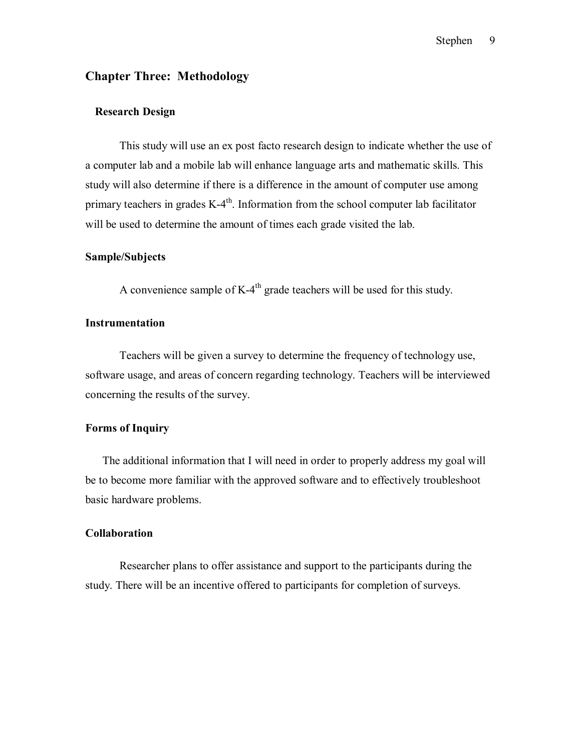## Chapter Three: Methodology

### Research Design

This study will use an ex post facto research design to indicate whether the use of a computer lab and a mobile lab will enhance language arts and mathematic skills. This study will also determine if there is a difference in the amount of computer use among primary teachers in grades K-4$^{th}$. Information from the school computer lab facilitator will be used to determine the amount of times each grade visited the lab.

### Sample/Subjects

A convenience sample of K-4$^{th}$ grade teachers will be used for this study.

### Instrumentation

Teachers will be given a survey to determine the frequency of technology use, software usage, and areas of concern regarding technology. Teachers will be interviewed concerning the results of the survey.

### Forms of Inquiry

The additional information that I will need in order to properly address my goal will be to become more familiar with the approved software and to effectively troubleshoot basic hardware problems.

### Collaboration

Researcher plans to offer assistance and support to the participants during the study. There will be an incentive offered to participants for completion of surveys.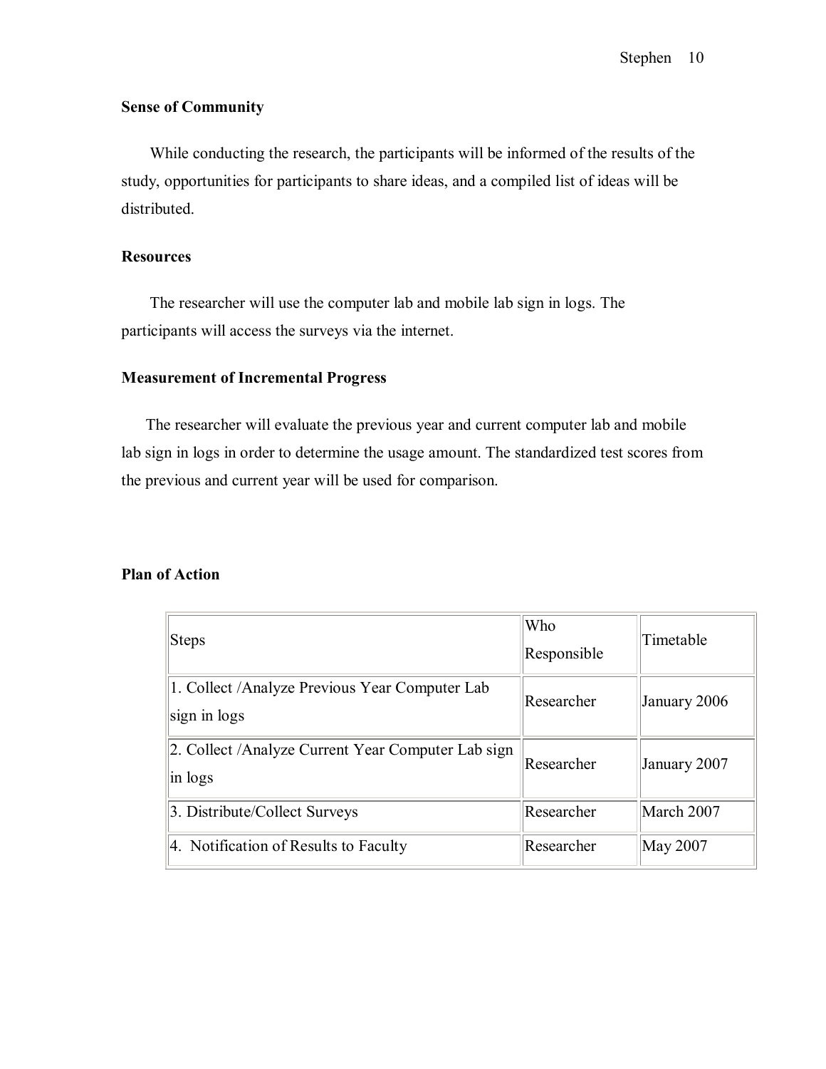**Sense of Community**

While conducting the research, the participants will be informed of the results of the study, opportunities for participants to share ideas, and a compiled list of ideas will be distributed.

**Resources**

The researcher will use the computer lab and mobile lab sign in logs. The participants will access the surveys via the internet.

**Measurement of Incremental Progress**

The researcher will evaluate the previous year and current computer lab and mobile lab sign in logs in order to determine the usage amount. The standardized test scores from the previous and current year will be used for comparison.

**Plan of Action**

| Steps | Who Responsible | Timetable |
| --- | --- | --- |
| 1. Collect /Analyze Previous Year Computer Lab sign in logs | Researcher | January 2006 |
| 2. Collect /Analyze Current Year Computer Lab sign in logs | Researcher | January 2007 |
| 3. Distribute/Collect Surveys | Researcher | March 2007 |
| 4. Notification of Results to Faculty | Researcher | May 2007 |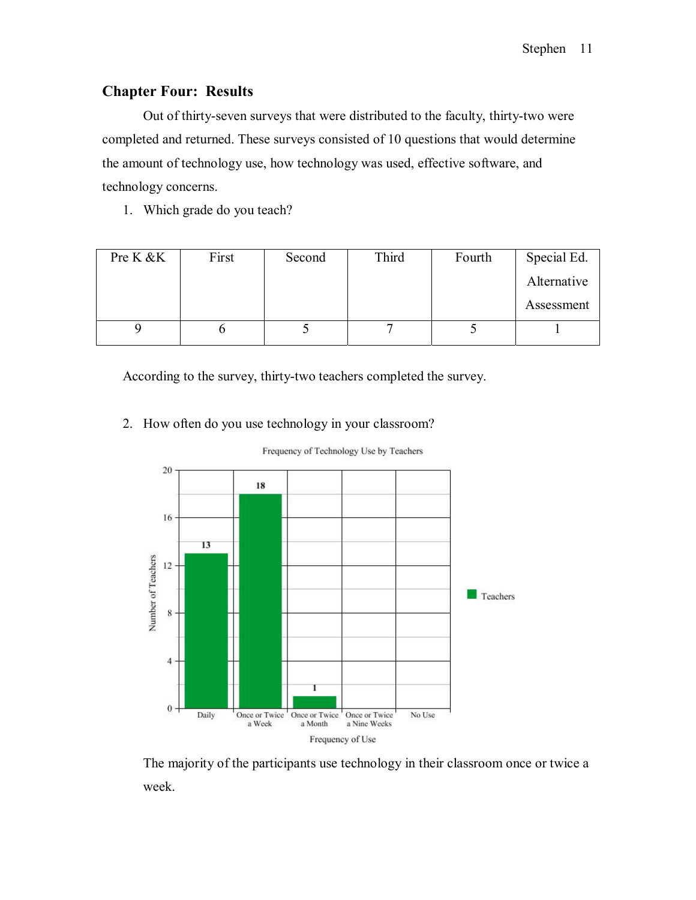## Chapter Four: Results

Out of thirty-seven surveys that were distributed to the faculty, thirty-two were completed and returned. These surveys consisted of 10 questions that would determine the amount of technology use, how technology was used, effective software, and technology concerns.

1. Which grade do you teach?

| Pre K &K | First | Second | Third | Fourth | Special Ed. Alternative Assessment |
|---|---|---|---|---|---|
| 9 | 6 | 5 | 7 | 5 | 1 |

According to the survey, thirty-two teachers completed the survey.

2. How often do you use technology in your classroom?

Frequency of Technology Use by Teachers

| Frequency of Use | Daily | Once or Twice a Week | Once or Twice a Month | Once or Twice a Nine Weeks | No Use |
|---|---|---|---|---|---|
| Number of Teachers | 13 | 18 | 1 | | |

The majority of the participants use technology in their classroom once or twice a week.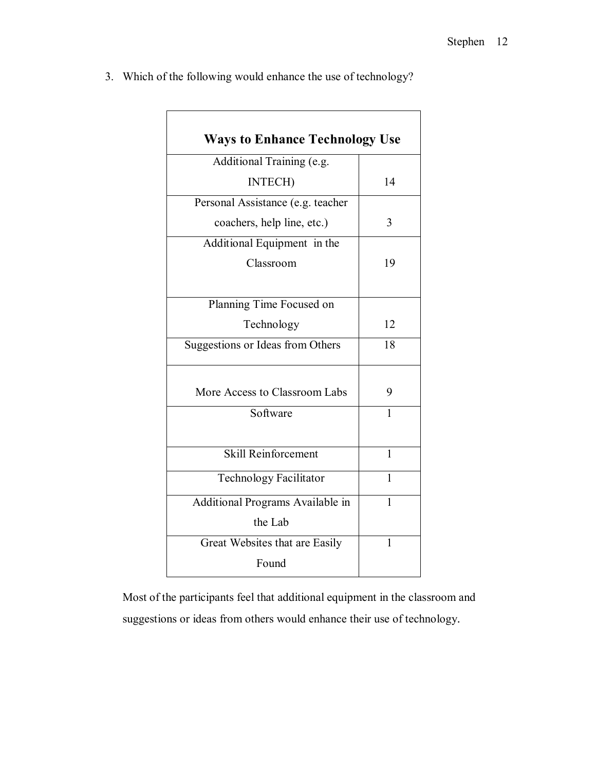3. Which of the following would enhance the use of technology?

| Ways to Enhance Technology Use | |
|---|---|
| Additional Training (e.g. INTECH) | 14 |
| Personal Assistance (e.g. teacher coachers, help line, etc.) | 3 |
| Additional Equipment in the Classroom | 19 |
| Planning Time Focused on Technology | 12 |
| Suggestions or Ideas from Others | 18 |
| More Access to Classroom Labs | 9 |
| Software | 1 |
| Skill Reinforcement | 1 |
| Technology Facilitator | 1 |
| Additional Programs Available in the Lab | 1 |
| Great Websites that are Easily Found | 1 |

Most of the participants feel that additional equipment in the classroom and suggestions or ideas from others would enhance their use of technology.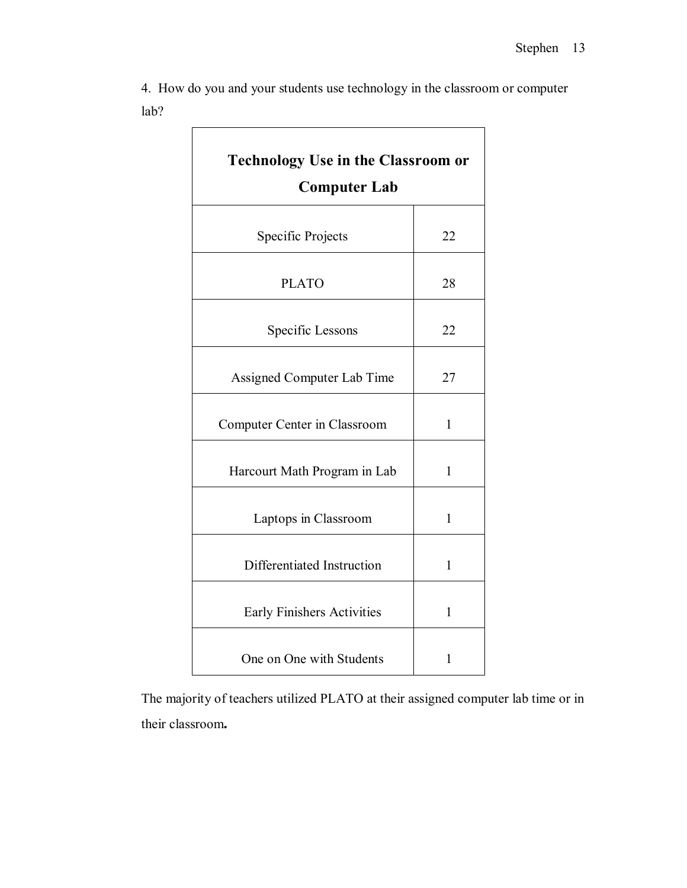4. How do you and your students use technology in the classroom or computer lab?

| Technology Use in the Classroom or Computer Lab | |
|---|---|
| Specific Projects | 22 |
| PLATO | 28 |
| Specific Lessons | 22 |
| Assigned Computer Lab Time | 27 |
| Computer Center in Classroom | 1 |
| Harcourt Math Program in Lab | 1 |
| Laptops in Classroom | 1 |
| Differentiated Instruction | 1 |
| Early Finishers Activities | 1 |
| One on One with Students | 1 |

The majority of teachers utilized PLATO at their assigned computer lab time or in their classroom**.**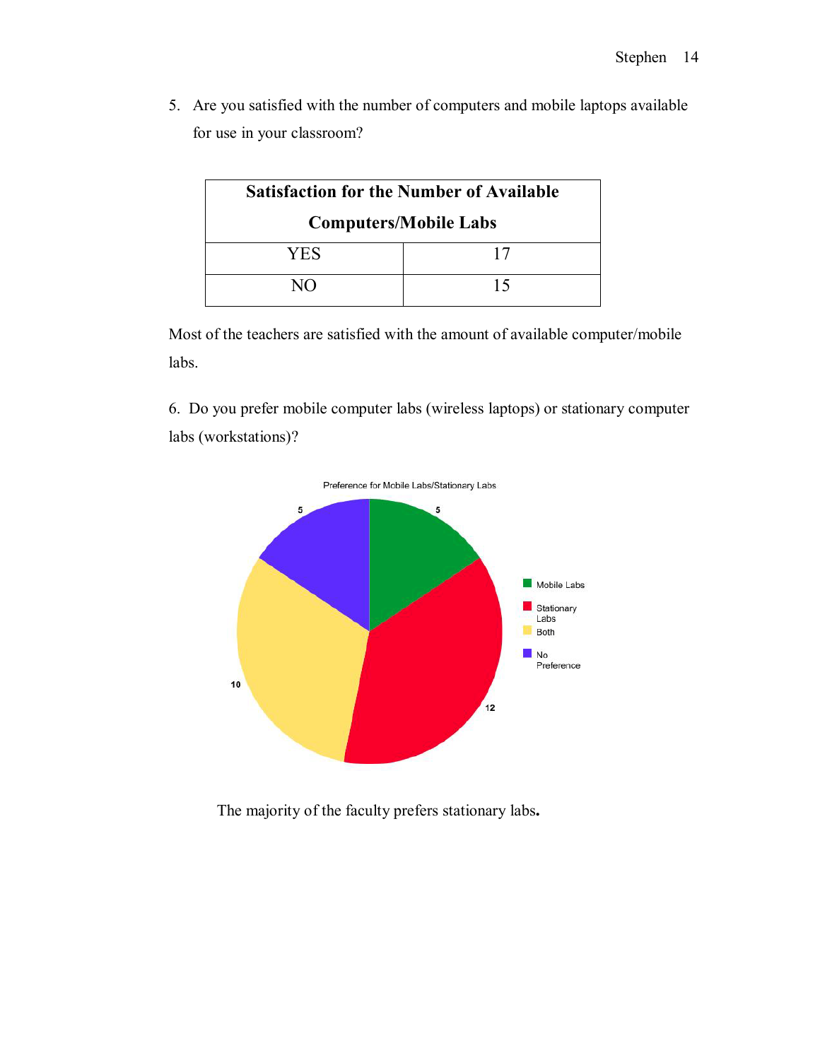5. Are you satisfied with the number of computers and mobile laptops available for use in your classroom?

| **Satisfaction for the Number of Available Computers/Mobile Labs** | |
|---|---|
| YES | 17 |
| NO | 15 |

Most of the teachers are satisfied with the amount of available computer/mobile labs.

6. Do you prefer mobile computer labs (wireless laptops) or stationary computer labs (workstations)?

The majority of the faculty prefers stationary labs**.**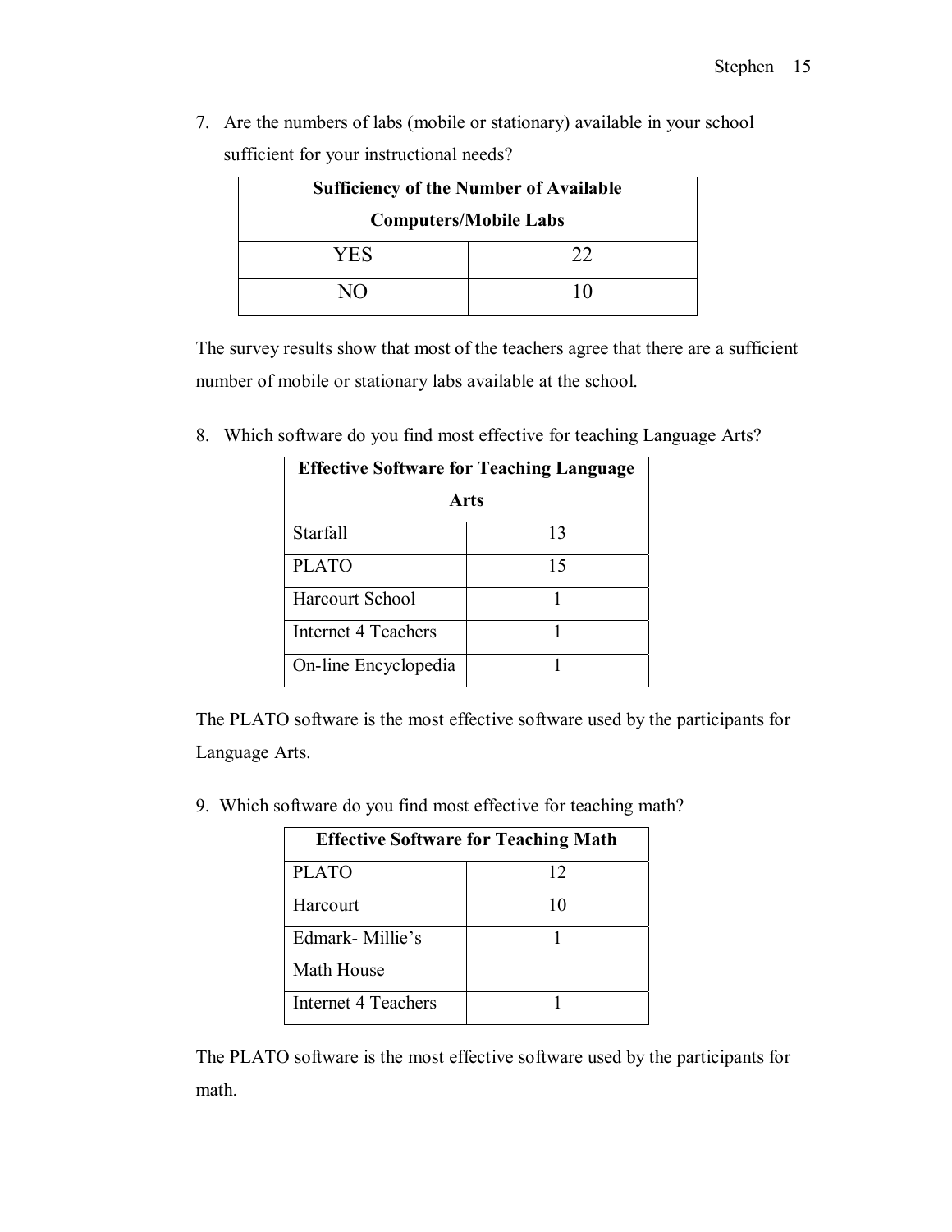7. Are the numbers of labs (mobile or stationary) available in your school sufficient for your instructional needs?

| **Sufficiency of the Number of Available Computers/Mobile Labs** | |
|---|---|
| YES | 22 |
| NO | 10 |

The survey results show that most of the teachers agree that there are a sufficient number of mobile or stationary labs available at the school.

8. Which software do you find most effective for teaching Language Arts?

| **Effective Software for Teaching Language Arts** | |
|---|---|
| Starfall | 13 |
| PLATO | 15 |
| Harcourt School | 1 |
| Internet 4 Teachers | 1 |
| On-line Encyclopedia | 1 |

The PLATO software is the most effective software used by the participants for Language Arts.

9. Which software do you find most effective for teaching math?

| **Effective Software for Teaching Math** | |
|---|---|
| PLATO | 12 |
| Harcourt | 10 |
| Edmark- Millie's Math House | 1 |
| Internet 4 Teachers | 1 |

The PLATO software is the most effective software used by the participants for math.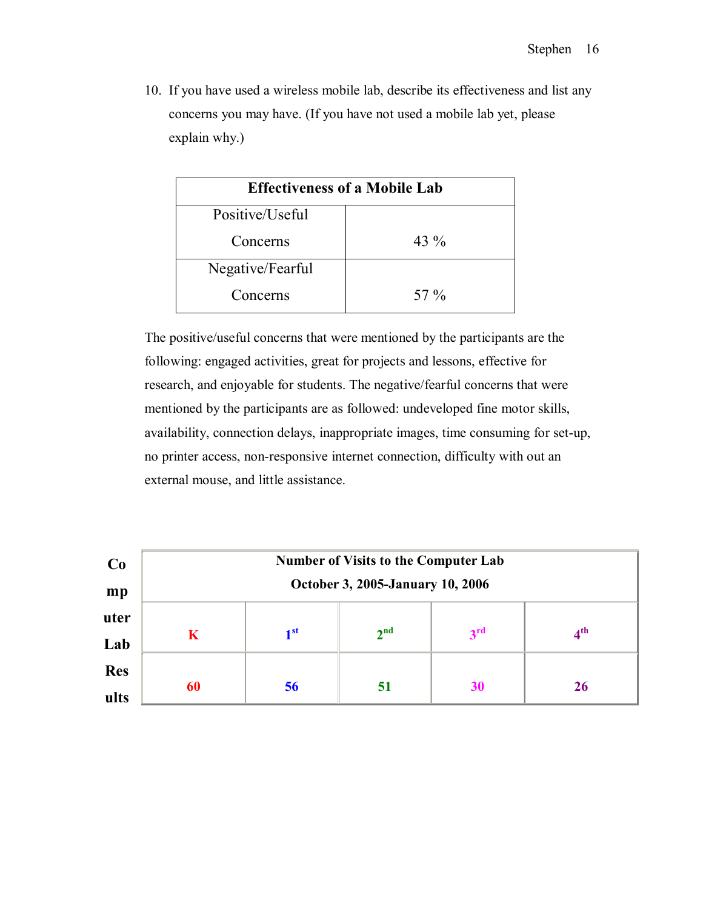10. If you have used a wireless mobile lab, describe its effectiveness and list any concerns you may have. (If you have not used a mobile lab yet, please explain why.)

| Effectiveness of a Mobile Lab | |
|---|---|
| Positive/Useful Concerns | 43 % |
| Negative/Fearful Concerns | 57 % |

The positive/useful concerns that were mentioned by the participants are the following: engaged activities, great for projects and lessons, effective for research, and enjoyable for students. The negative/fearful concerns that were mentioned by the participants are as followed: undeveloped fine motor skills, availability, connection delays, inappropriate images, time consuming for set-up, no printer access, non-responsive internet connection, difficulty with out an external mouse, and little assistance.

**Computer Lab Results**

| Number of Visits to the Computer Lab October 3, 2005-January 10, 2006 | | | | |
|---|---|---|---|---|
| **K** | **1st** | **2nd** | **3rd** | **4th** |
| **60** | **56** | **51** | **30** | **26** |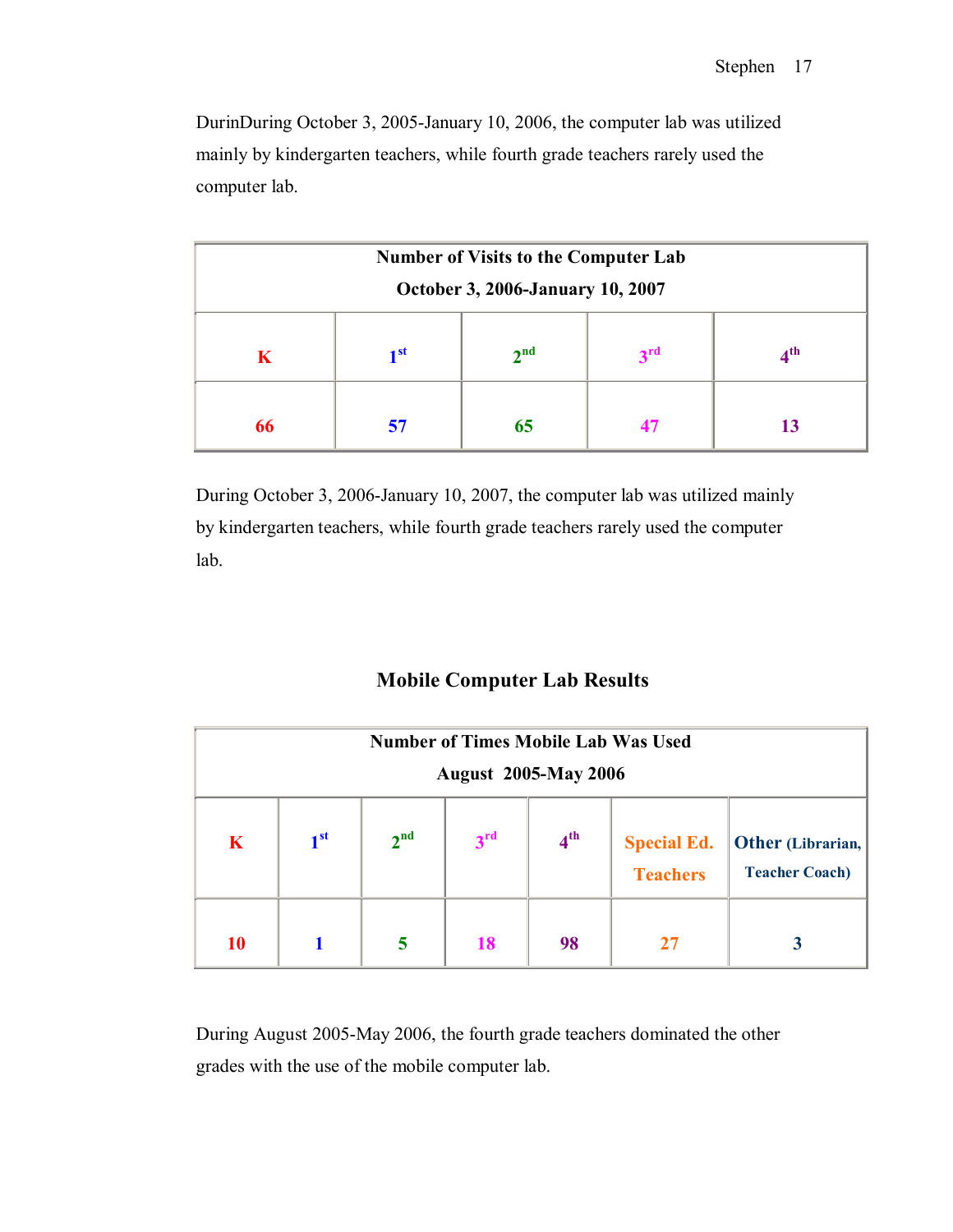DurinDuring October 3, 2005-January 10, 2006, the computer lab was utilized mainly by kindergarten teachers, while fourth grade teachers rarely used the computer lab.

| **Number of Visits to the Computer Lab October 3, 2006-January 10, 2007** | | | | |
|---|---|---|---|---|
| **K** | **1st** | **2nd** | **3rd** | **4th** |
| **66** | **57** | **65** | **47** | **13** |

During October 3, 2006-January 10, 2007, the computer lab was utilized mainly by kindergarten teachers, while fourth grade teachers rarely used the computer lab.

## Mobile Computer Lab Results

| **Number of Times Mobile Lab Was Used August 2005-May 2006** | | | | | | |
|---|---|---|---|---|---|---|
| **K** | **1st** | **2nd** | **3rd** | **4th** | **Special Ed. Teachers** | **Other (Librarian, Teacher Coach)** |
| **10** | **1** | **5** | **18** | **98** | **27** | **3** |

During August 2005-May 2006, the fourth grade teachers dominated the other grades with the use of the mobile computer lab.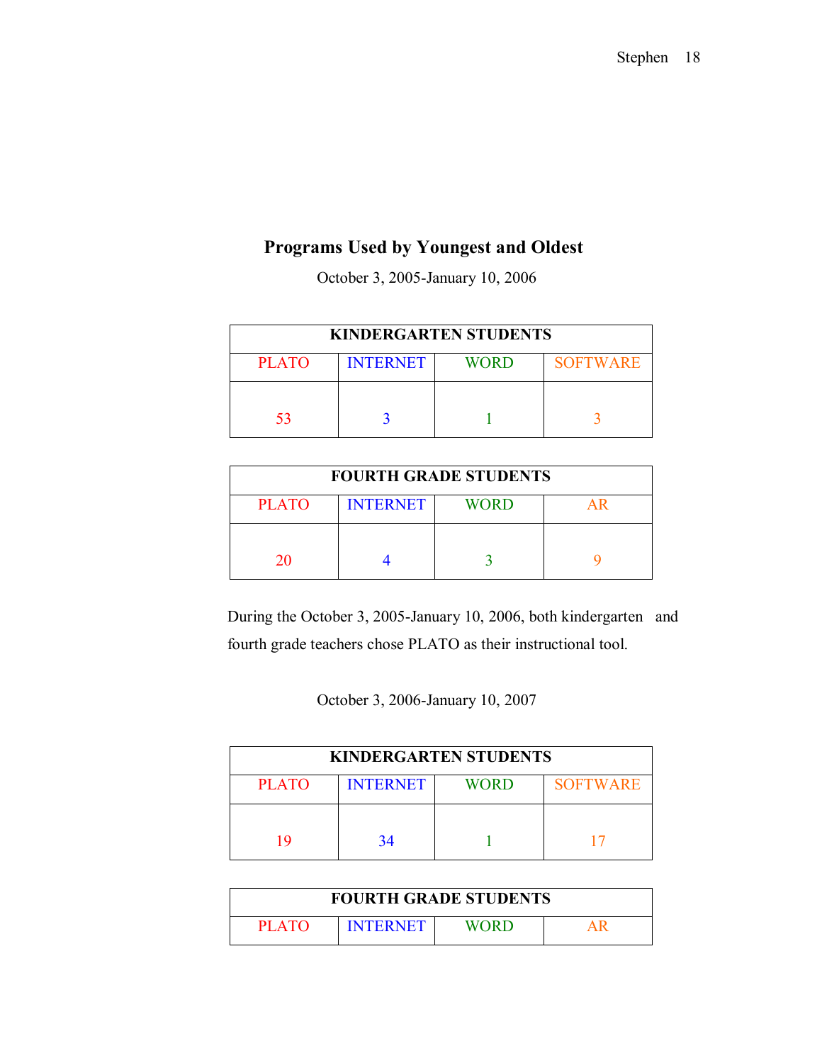## Programs Used by Youngest and Oldest

October 3, 2005-January 10, 2006

| KINDERGARTEN STUDENTS | | | |
|---|---|---|---|
| PLATO | INTERNET | WORD | SOFTWARE |
| 53 | 3 | 1 | 3 |

| FOURTH GRADE STUDENTS | | | |
|---|---|---|---|
| PLATO | INTERNET | WORD | AR |
| 20 | 4 | 3 | 9 |

During the October 3, 2005-January 10, 2006, both kindergarten and fourth grade teachers chose PLATO as their instructional tool.

October 3, 2006-January 10, 2007

| KINDERGARTEN STUDENTS | | | |
|---|---|---|---|
| PLATO | INTERNET | WORD | SOFTWARE |
| 19 | 34 | 1 | 17 |

| FOURTH GRADE STUDENTS | | | |
|---|---|---|---|
| PLATO | INTERNET | WORD | AR |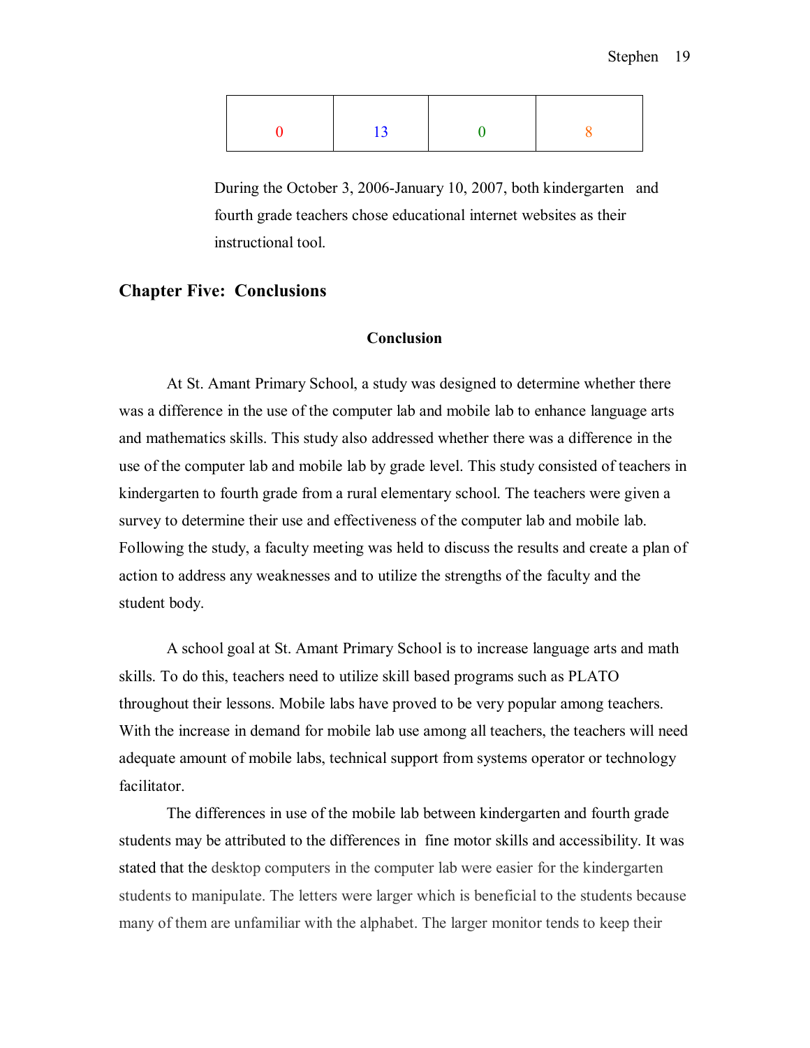| 0 | 13 | 0 | 8 |
|---|---|---|---|

During the October 3, 2006-January 10, 2007, both kindergarten and fourth grade teachers chose educational internet websites as their instructional tool.

## Chapter Five: Conclusions

### Conclusion

At St. Amant Primary School, a study was designed to determine whether there was a difference in the use of the computer lab and mobile lab to enhance language arts and mathematics skills. This study also addressed whether there was a difference in the use of the computer lab and mobile lab by grade level. This study consisted of teachers in kindergarten to fourth grade from a rural elementary school. The teachers were given a survey to determine their use and effectiveness of the computer lab and mobile lab. Following the study, a faculty meeting was held to discuss the results and create a plan of action to address any weaknesses and to utilize the strengths of the faculty and the student body.

A school goal at St. Amant Primary School is to increase language arts and math skills. To do this, teachers need to utilize skill based programs such as PLATO throughout their lessons. Mobile labs have proved to be very popular among teachers. With the increase in demand for mobile lab use among all teachers, the teachers will need adequate amount of mobile labs, technical support from systems operator or technology facilitator.

The differences in use of the mobile lab between kindergarten and fourth grade students may be attributed to the differences in fine motor skills and accessibility. It was stated that the desktop computers in the computer lab were easier for the kindergarten students to manipulate. The letters were larger which is beneficial to the students because many of them are unfamiliar with the alphabet. The larger monitor tends to keep their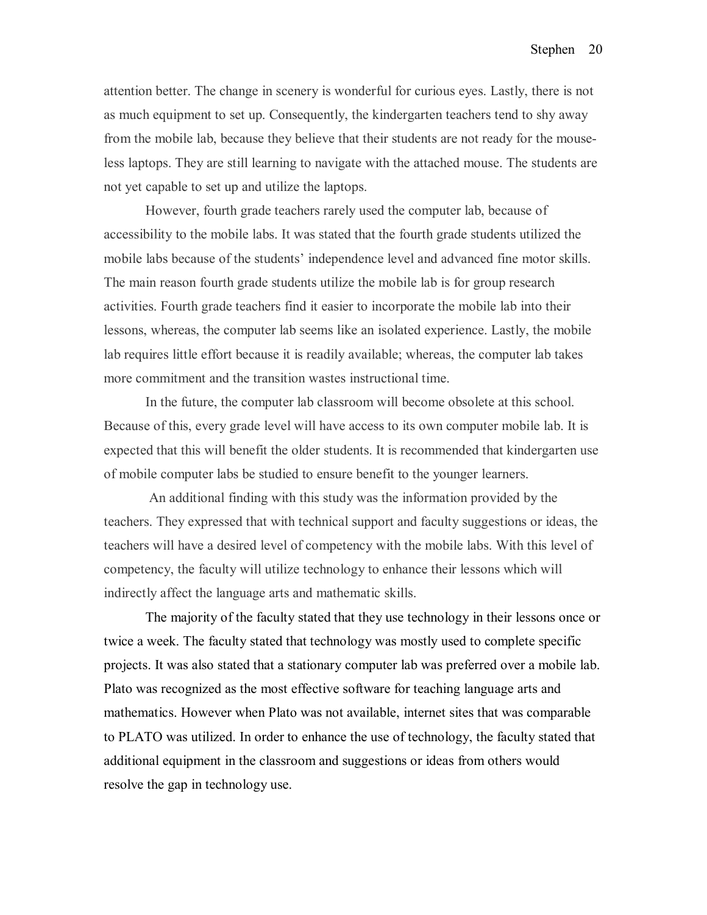attention better. The change in scenery is wonderful for curious eyes. Lastly, there is not as much equipment to set up. Consequently, the kindergarten teachers tend to shy away from the mobile lab, because they believe that their students are not ready for the mouse-less laptops. They are still learning to navigate with the attached mouse. The students are not yet capable to set up and utilize the laptops.

However, fourth grade teachers rarely used the computer lab, because of accessibility to the mobile labs. It was stated that the fourth grade students utilized the mobile labs because of the students' independence level and advanced fine motor skills. The main reason fourth grade students utilize the mobile lab is for group research activities. Fourth grade teachers find it easier to incorporate the mobile lab into their lessons, whereas, the computer lab seems like an isolated experience. Lastly, the mobile lab requires little effort because it is readily available; whereas, the computer lab takes more commitment and the transition wastes instructional time.

In the future, the computer lab classroom will become obsolete at this school. Because of this, every grade level will have access to its own computer mobile lab. It is expected that this will benefit the older students. It is recommended that kindergarten use of mobile computer labs be studied to ensure benefit to the younger learners.

An additional finding with this study was the information provided by the teachers. They expressed that with technical support and faculty suggestions or ideas, the teachers will have a desired level of competency with the mobile labs. With this level of competency, the faculty will utilize technology to enhance their lessons which will indirectly affect the language arts and mathematic skills.

The majority of the faculty stated that they use technology in their lessons once or twice a week. The faculty stated that technology was mostly used to complete specific projects. It was also stated that a stationary computer lab was preferred over a mobile lab. Plato was recognized as the most effective software for teaching language arts and mathematics. However when Plato was not available, internet sites that was comparable to PLATO was utilized. In order to enhance the use of technology, the faculty stated that additional equipment in the classroom and suggestions or ideas from others would resolve the gap in technology use.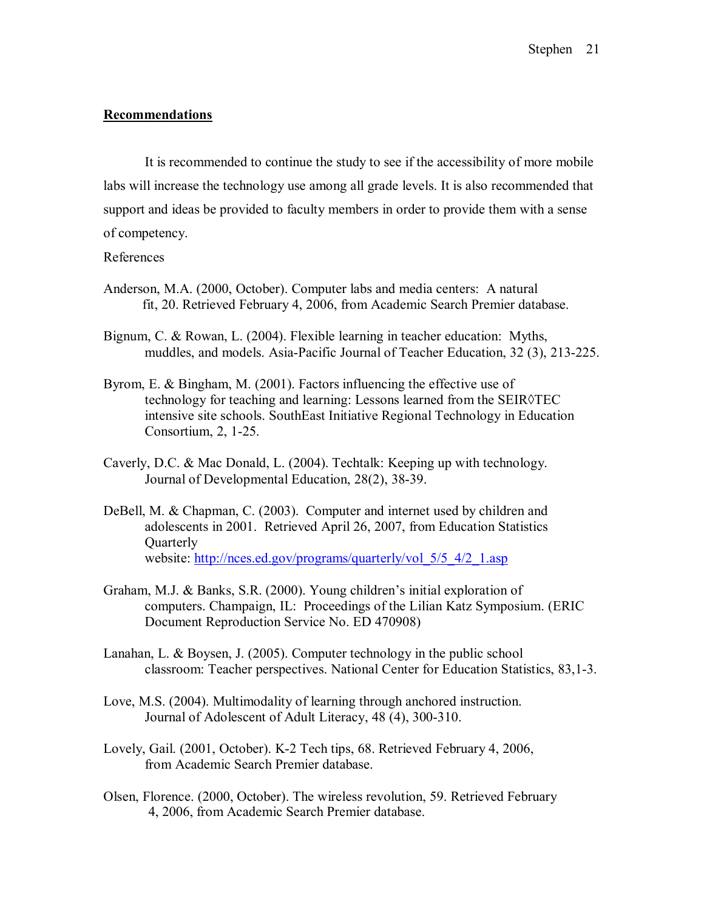## Recommendations

It is recommended to continue the study to see if the accessibility of more mobile labs will increase the technology use among all grade levels. It is also recommended that support and ideas be provided to faculty members in order to provide them with a sense of competency.

References

Anderson, M.A. (2000, October). Computer labs and media centers: A natural fit, 20. Retrieved February 4, 2006, from Academic Search Premier database.

Bignum, C. & Rowan, L. (2004). Flexible learning in teacher education: Myths, muddles, and models. Asia-Pacific Journal of Teacher Education, 32 (3), 213-225.

Byrom, E. & Bingham, M. (2001). Factors influencing the effective use of technology for teaching and learning: Lessons learned from the SEIR◊TEC intensive site schools. SouthEast Initiative Regional Technology in Education Consortium, 2, 1-25.

Caverly, D.C. & Mac Donald, L. (2004). Techtalk: Keeping up with technology. Journal of Developmental Education, 28(2), 38-39.

DeBell, M. & Chapman, C. (2003). Computer and internet used by children and adolescents in 2001. Retrieved April 26, 2007, from Education Statistics Quarterly website: http://nces.ed.gov/programs/quarterly/vol_5/5_4/2_1.asp

Graham, M.J. & Banks, S.R. (2000). Young children's initial exploration of computers. Champaign, IL: Proceedings of the Lilian Katz Symposium. (ERIC Document Reproduction Service No. ED 470908)

Lanahan, L. & Boysen, J. (2005). Computer technology in the public school classroom: Teacher perspectives. National Center for Education Statistics, 83,1-3.

Love, M.S. (2004). Multimodality of learning through anchored instruction. Journal of Adolescent of Adult Literacy, 48 (4), 300-310.

Lovely, Gail. (2001, October). K-2 Tech tips, 68. Retrieved February 4, 2006, from Academic Search Premier database.

Olsen, Florence. (2000, October). The wireless revolution, 59. Retrieved February 4, 2006, from Academic Search Premier database.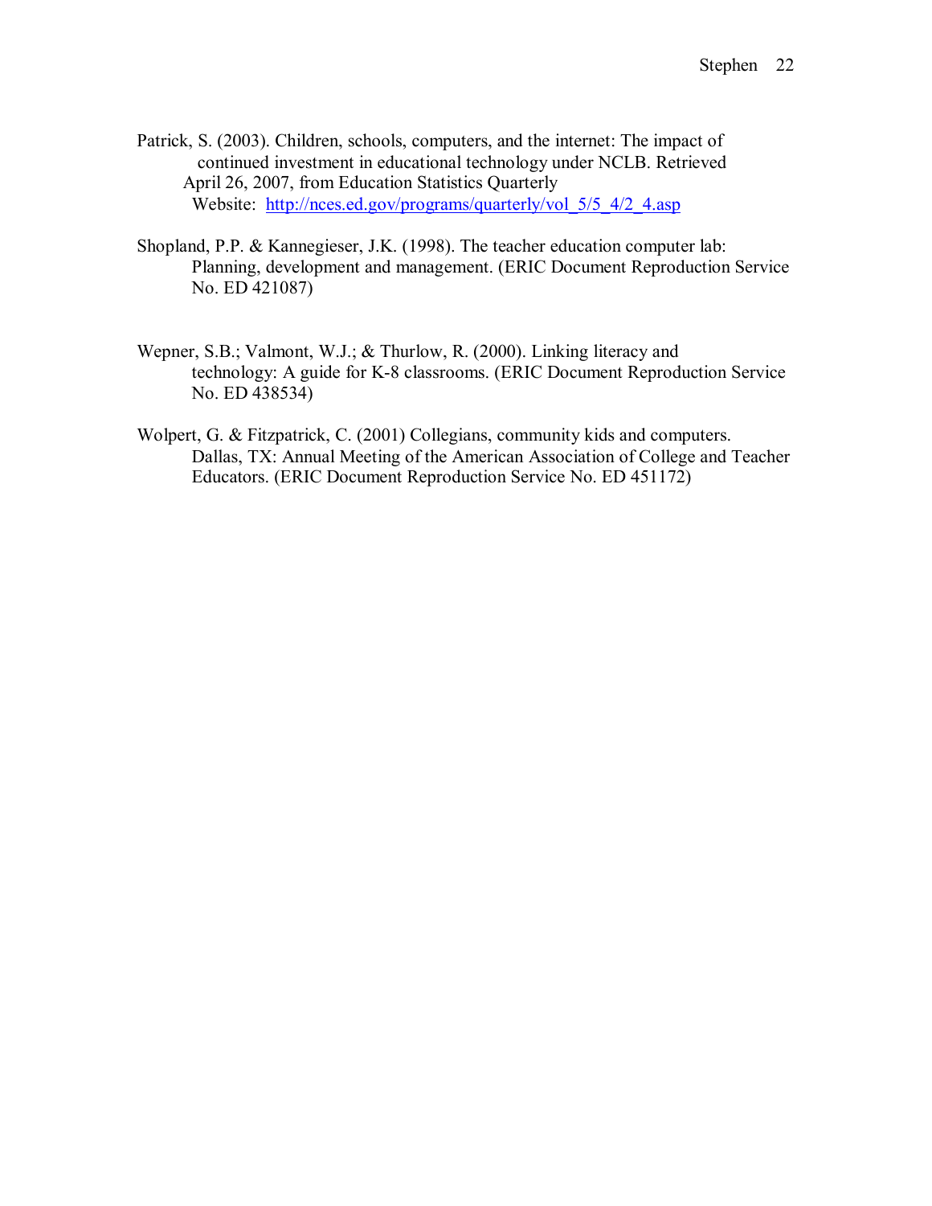Patrick, S. (2003). Children, schools, computers, and the internet: The impact of continued investment in educational technology under NCLB. Retrieved April 26, 2007, from Education Statistics Quarterly Website: http://nces.ed.gov/programs/quarterly/vol_5/5_4/2_4.asp

Shopland, P.P. & Kannegieser, J.K. (1998). The teacher education computer lab: Planning, development and management. (ERIC Document Reproduction Service No. ED 421087)

Wepner, S.B.; Valmont, W.J.; & Thurlow, R. (2000). Linking literacy and technology: A guide for K-8 classrooms. (ERIC Document Reproduction Service No. ED 438534)

Wolpert, G. & Fitzpatrick, C. (2001) Collegians, community kids and computers. Dallas, TX: Annual Meeting of the American Association of College and Teacher Educators. (ERIC Document Reproduction Service No. ED 451172)